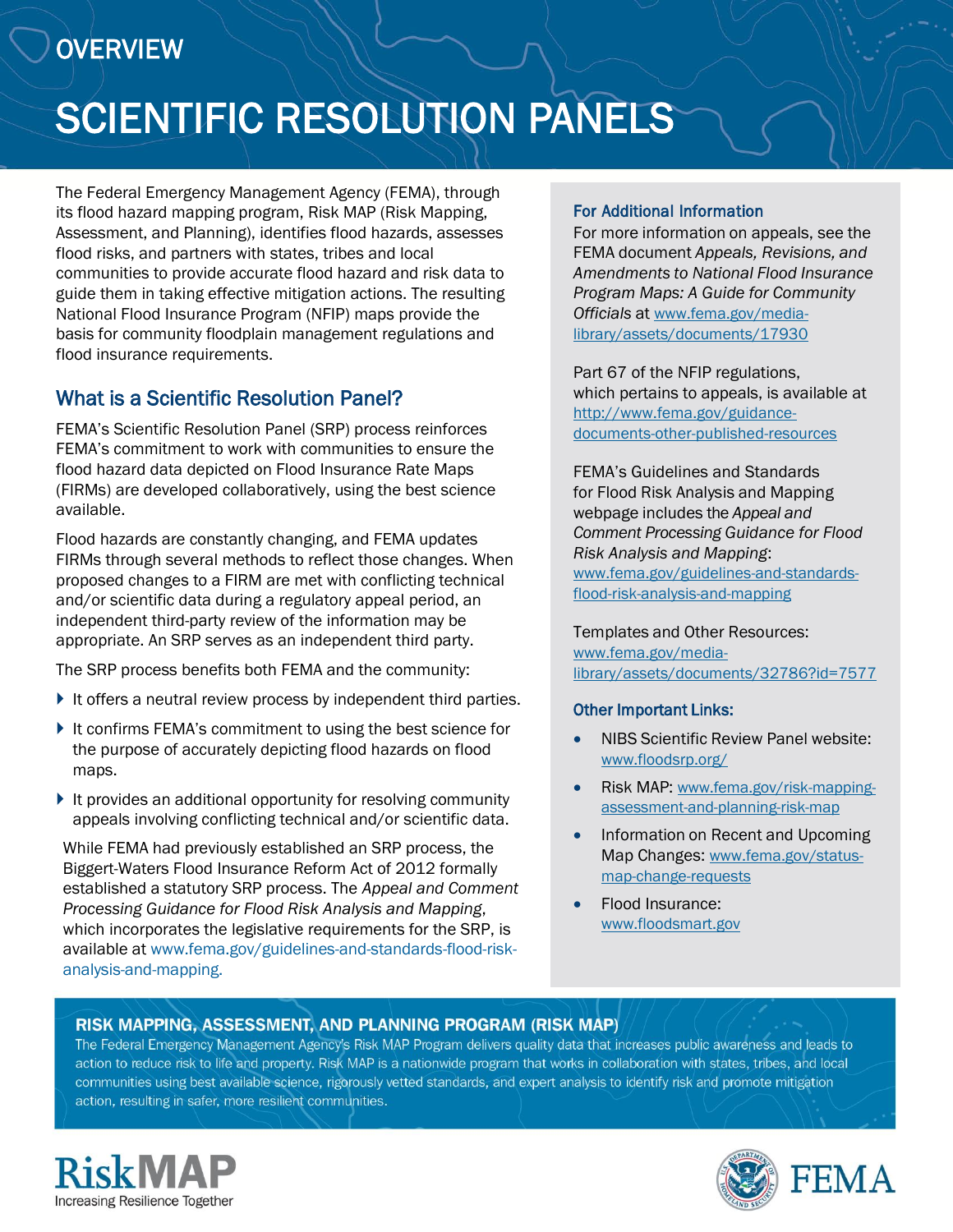OVERVIEW

# SCIENTIFIC RESOLUTION PANELS

The Federal Emergency Management Agency (FEMA), through its flood hazard mapping program, Risk MAP (Risk Mapping, Assessment, and Planning), identifies flood hazards, assesses flood risks, and partners with states, tribes and local communities to provide accurate flood hazard and risk data to guide them in taking effective mitigation actions. The resulting National Flood Insurance Program (NFIP) maps provide the basis for community floodplain management regulations and flood insurance requirements.

## What is a Scientific Resolution Panel?

FEMA's Scientific Resolution Panel (SRP) process reinforces FEMA's commitment to work with communities to ensure the flood hazard data depicted on Flood Insurance Rate Maps (FIRMs) are developed collaboratively, using the best science available.

Flood hazards are constantly changing, and FEMA updates FIRMs through several methods to reflect those changes. When proposed changes to a FIRM are met with conflicting technical and/or scientific data during a regulatory appeal period, an independent third-party review of the information may be appropriate. An SRP serves as an independent third party.

The SRP process benefits both FEMA and the community:

- It offers a neutral review process by independent third parties.
- It confirms FEMA's commitment to using the best science for the purpose of accurately depicting flood hazards on flood maps.
- It provides an additional opportunity for resolving community appeals involving conflicting technical and/or scientific data.

While FEMA had previously established an SRP process, the Biggert-Waters Flood Insurance Reform Act of 2012 formally established a statutory SRP process. The *Appeal and Comment Processing Guidance for Flood Risk Analysis and Mapping*, which incorporates the legislative requirements for the SRP, is available at www.fema.gov/guidelines-and-standards-flood-risk-analysis-and-mapping.

### For Additional Information

For more information on appeals, see the FEMA document *Appeals, Revisions, and Amendments to National Flood Insurance Program Maps: A Guide for Community Officials* at www.fema.gov/media-library/assets/documents/17930

Part 67 of the NFIP regulations, which pertains to appeals, is available at http://www.fema.gov/guidance-documents-other-published-resources

FEMA's Guidelines and Standards for Flood Risk Analysis and Mapping webpage includes the *Appeal and Comment Processing Guidance for Flood Risk Analysis and Mapping*: www.fema.gov/guidelines-and-standards-flood-risk-analysis-and-mapping

Templates and Other Resources: www.fema.gov/media-library/assets/documents/32786?id=7577

### Other Important Links:

- NIBS Scientific Review Panel website: www.floodsrp.org/
- Risk MAP: www.fema.gov/risk-mapping-assessment-and-planning-risk-map
- Information on Recent and Upcoming Map Changes: www.fema.gov/status-map-change-requests
- Flood Insurance: www.floodsmart.gov

### RISK MAPPING, ASSESSMENT, AND PLANNING PROGRAM (RISK MAP)

The Federal Emergency Management Agency's Risk MAP Program delivers quality data that increases public awareness and leads to action to reduce risk to life and property. Risk MAP is a nationwide program that works in collaboration with states, tribes, and local communities using best available science, rigorously vetted standards, and expert analysis to identify risk and promote mitigation action, resulting in safer, more resilient communities.

RiskMAP
Increasing Resilience Together

FEMA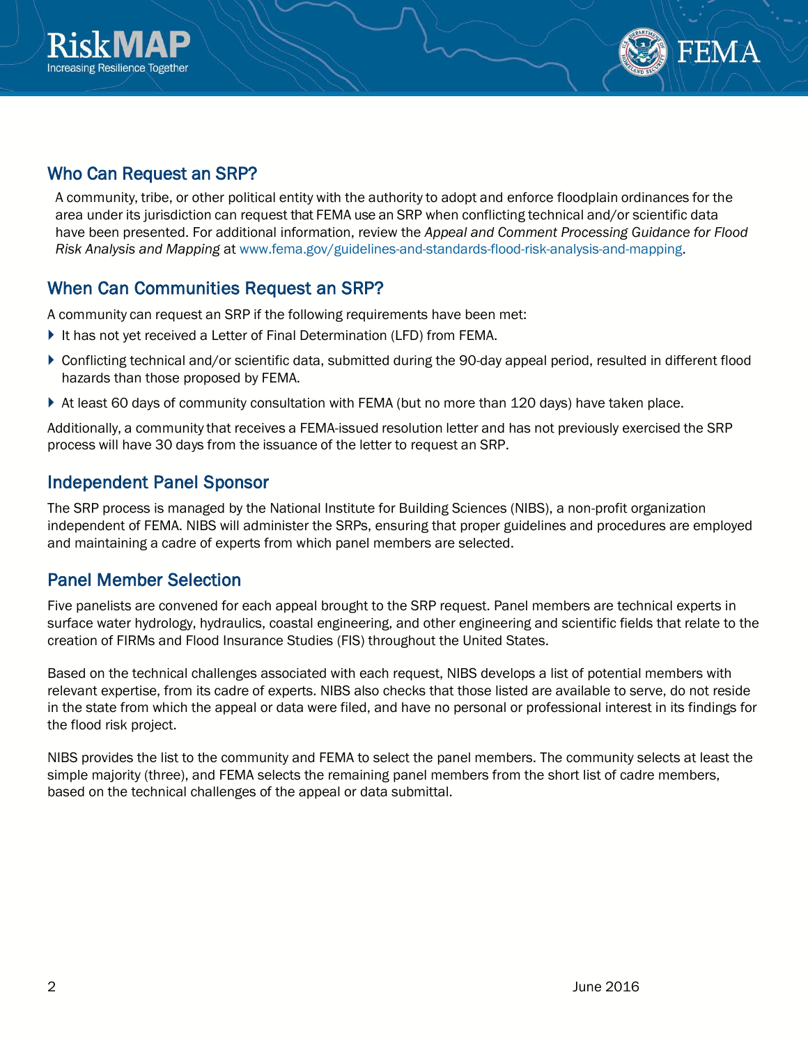## Who Can Request an SRP?

A community, tribe, or other political entity with the authority to adopt and enforce floodplain ordinances for the area under its jurisdiction can request that FEMA use an SRP when conflicting technical and/or scientific data have been presented. For additional information, review the *Appeal and Comment Processing Guidance for Flood Risk Analysis and Mapping* at www.fema.gov/guidelines-and-standards-flood-risk-analysis-and-mapping.

## When Can Communities Request an SRP?

A community can request an SRP if the following requirements have been met:

- It has not yet received a Letter of Final Determination (LFD) from FEMA.
- Conflicting technical and/or scientific data, submitted during the 90-day appeal period, resulted in different flood hazards than those proposed by FEMA.
- At least 60 days of community consultation with FEMA (but no more than 120 days) have taken place.

Additionally, a community that receives a FEMA-issued resolution letter and has not previously exercised the SRP process will have 30 days from the issuance of the letter to request an SRP.

## Independent Panel Sponsor

The SRP process is managed by the National Institute for Building Sciences (NIBS), a non-profit organization independent of FEMA. NIBS will administer the SRPs, ensuring that proper guidelines and procedures are employed and maintaining a cadre of experts from which panel members are selected.

## Panel Member Selection

Five panelists are convened for each appeal brought to the SRP request. Panel members are technical experts in surface water hydrology, hydraulics, coastal engineering, and other engineering and scientific fields that relate to the creation of FIRMs and Flood Insurance Studies (FIS) throughout the United States.

Based on the technical challenges associated with each request, NIBS develops a list of potential members with relevant expertise, from its cadre of experts. NIBS also checks that those listed are available to serve, do not reside in the state from which the appeal or data were filed, and have no personal or professional interest in its findings for the flood risk project.

NIBS provides the list to the community and FEMA to select the panel members. The community selects at least the simple majority (three), and FEMA selects the remaining panel members from the short list of cadre members, based on the technical challenges of the appeal or data submittal.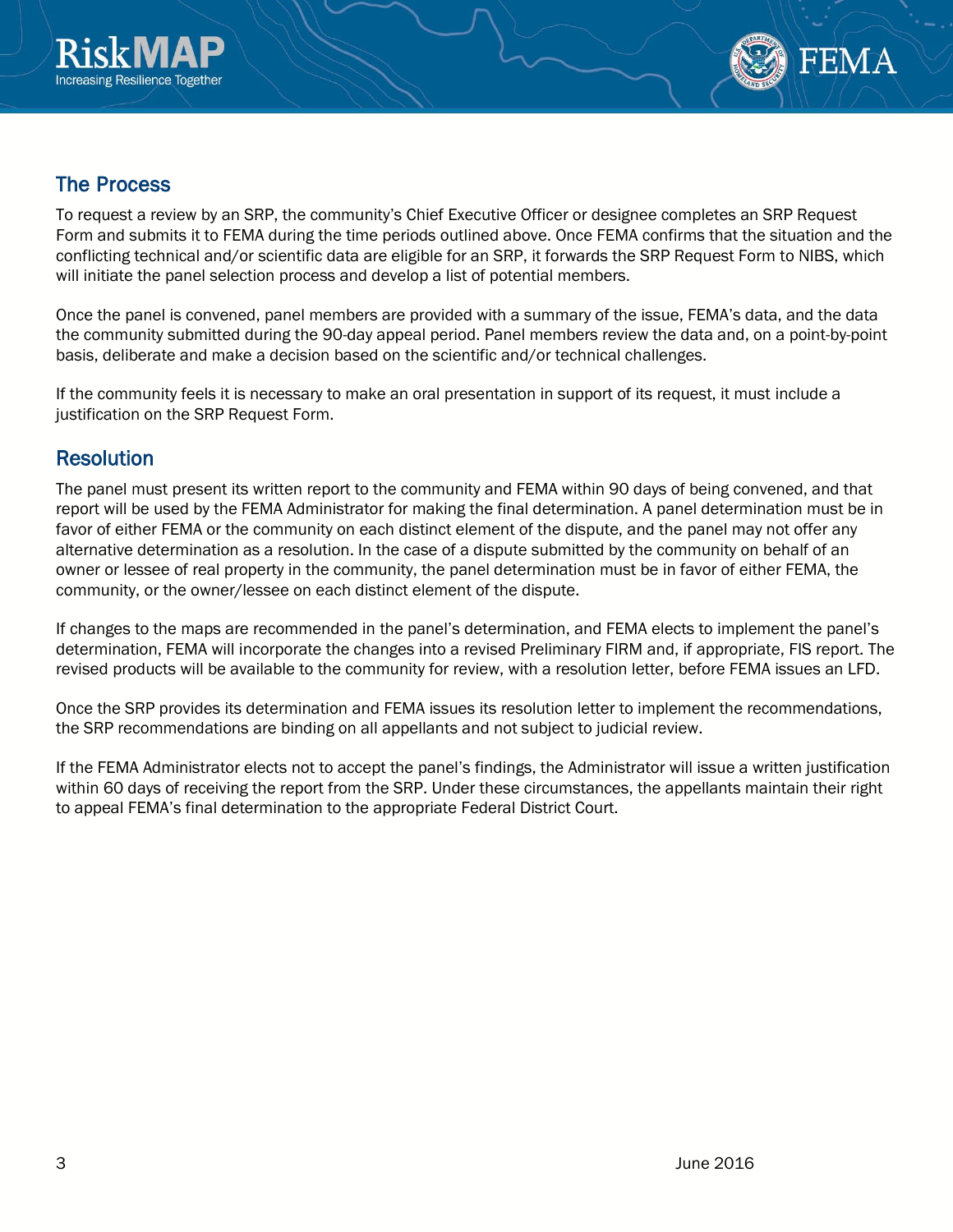## The Process

To request a review by an SRP, the community's Chief Executive Officer or designee completes an SRP Request Form and submits it to FEMA during the time periods outlined above. Once FEMA confirms that the situation and the conflicting technical and/or scientific data are eligible for an SRP, it forwards the SRP Request Form to NIBS, which will initiate the panel selection process and develop a list of potential members.

Once the panel is convened, panel members are provided with a summary of the issue, FEMA's data, and the data the community submitted during the 90-day appeal period. Panel members review the data and, on a point-by-point basis, deliberate and make a decision based on the scientific and/or technical challenges.

If the community feels it is necessary to make an oral presentation in support of its request, it must include a justification on the SRP Request Form.

## Resolution

The panel must present its written report to the community and FEMA within 90 days of being convened, and that report will be used by the FEMA Administrator for making the final determination. A panel determination must be in favor of either FEMA or the community on each distinct element of the dispute, and the panel may not offer any alternative determination as a resolution. In the case of a dispute submitted by the community on behalf of an owner or lessee of real property in the community, the panel determination must be in favor of either FEMA, the community, or the owner/lessee on each distinct element of the dispute.

If changes to the maps are recommended in the panel's determination, and FEMA elects to implement the panel's determination, FEMA will incorporate the changes into a revised Preliminary FIRM and, if appropriate, FIS report. The revised products will be available to the community for review, with a resolution letter, before FEMA issues an LFD.

Once the SRP provides its determination and FEMA issues its resolution letter to implement the recommendations, the SRP recommendations are binding on all appellants and not subject to judicial review.

If the FEMA Administrator elects not to accept the panel's findings, the Administrator will issue a written justification within 60 days of receiving the report from the SRP. Under these circumstances, the appellants maintain their right to appeal FEMA's final determination to the appropriate Federal District Court.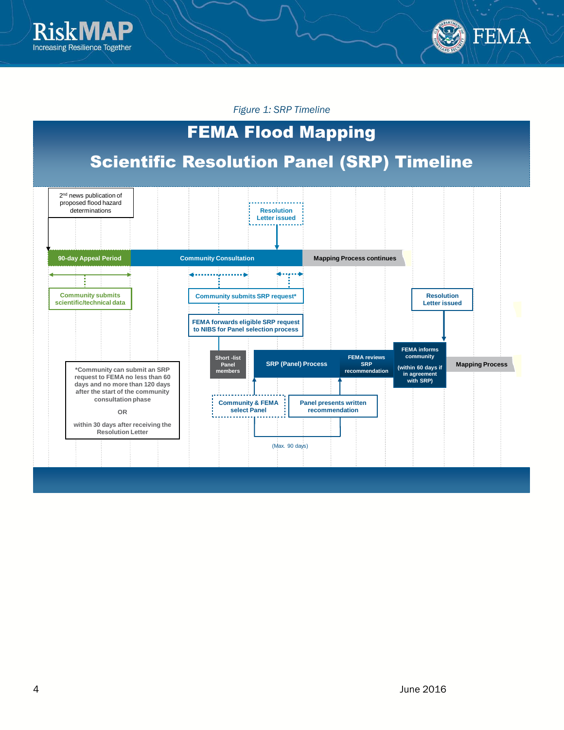*Figure 1: SRP Timeline*

# FEMA Flood Mapping

# Scientific Resolution Panel (SRP) Timeline

2nd news publication of proposed flood hazard determinations

Resolution Letter issued

90-day Appeal Period

Community Consultation

Mapping Process continues

Community submits scientific/technical data

Community submits SRP request*

Resolution Letter issued

FEMA forwards eligible SRP request to NIBS for Panel selection process

Short -list Panel members

SRP (Panel) Process

FEMA reviews SRP recommendation

FEMA informs community (within 60 days if in agreement with SRP)

Mapping Process

*Community can submit an SRP request to FEMA no less than 60 days and no more than 120 days after the start of the community consultation phase

OR

within 30 days after receiving the Resolution Letter

Community & FEMA select Panel

Panel presents written recommendation

(Max. 90 days)